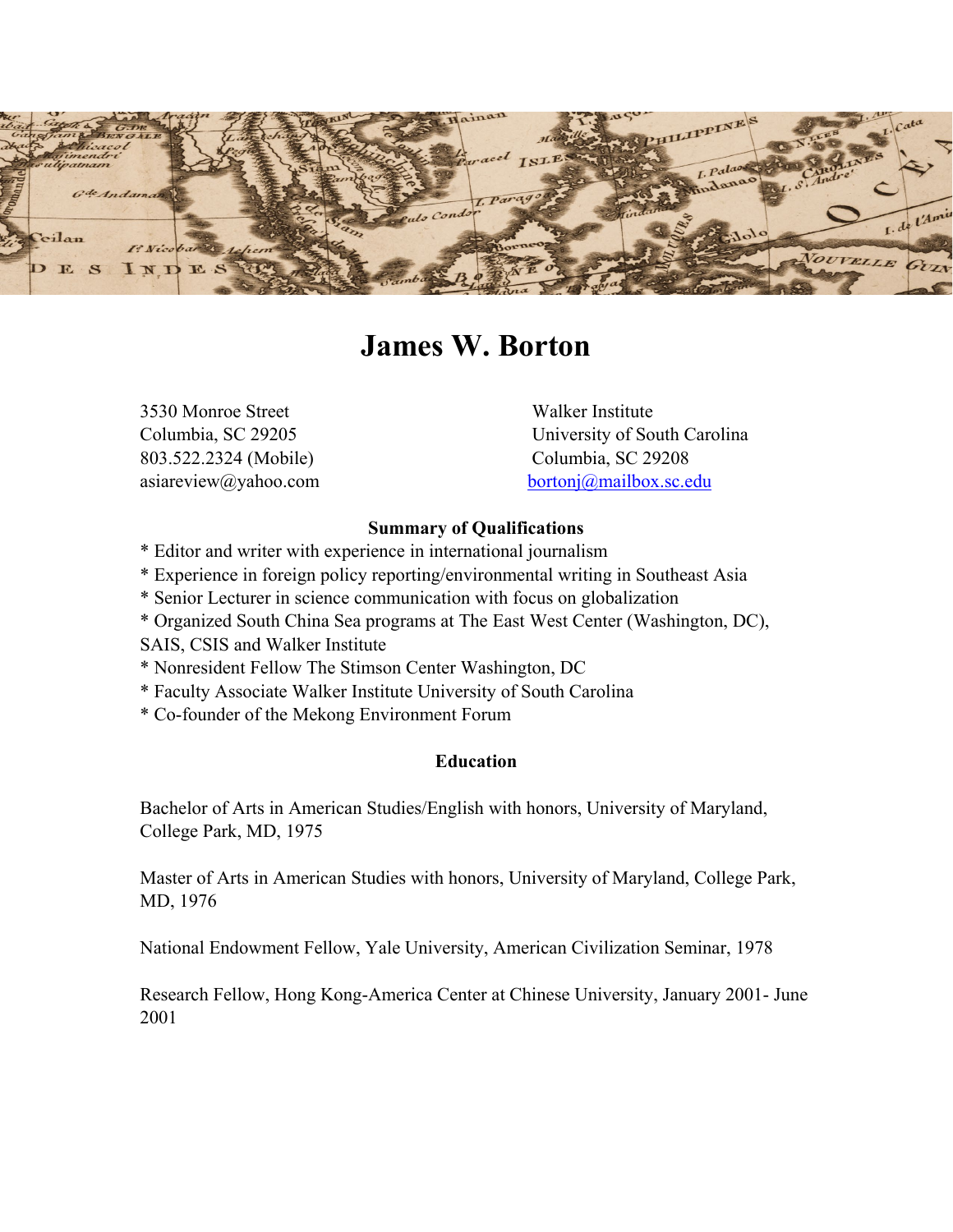# James W. Borton

3530 Monroe Street
Columbia, SC 29205
803.522.2324 (Mobile)
asiareview@yahoo.com

Walker Institute
University of South Carolina
Columbia, SC 29208
bortonj@mailbox.sc.edu

## Summary of Qualifications

* Editor and writer with experience in international journalism
* Experience in foreign policy reporting/environmental writing in Southeast Asia
* Senior Lecturer in science communication with focus on globalization
* Organized South China Sea programs at The East West Center (Washington, DC), SAIS, CSIS and Walker Institute
* Nonresident Fellow The Stimson Center Washington, DC
* Faculty Associate Walker Institute University of South Carolina
* Co-founder of the Mekong Environment Forum

## Education

Bachelor of Arts in American Studies/English with honors, University of Maryland, College Park, MD, 1975

Master of Arts in American Studies with honors, University of Maryland, College Park, MD, 1976

National Endowment Fellow, Yale University, American Civilization Seminar, 1978

Research Fellow, Hong Kong-America Center at Chinese University, January 2001- June 2001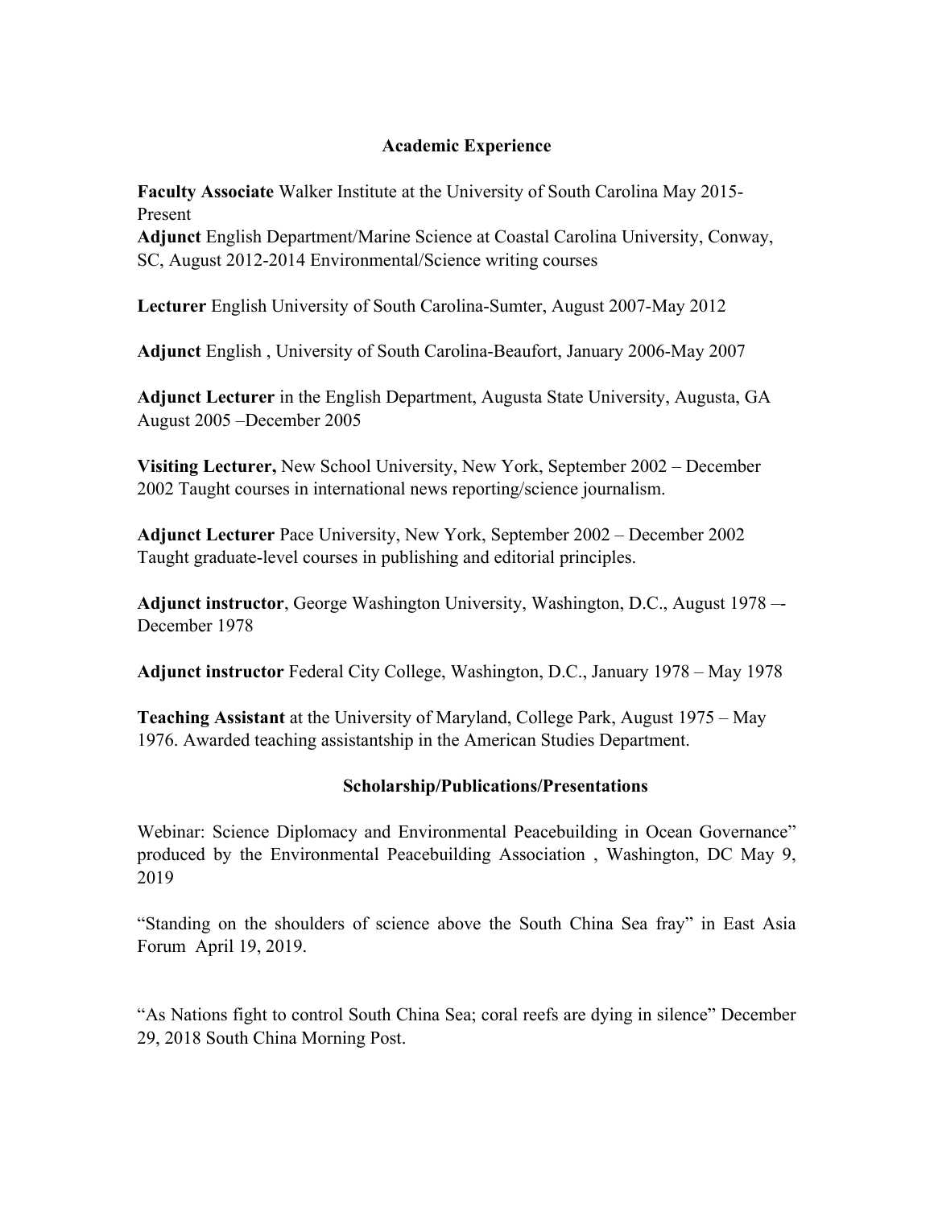## Academic Experience

**Faculty Associate** Walker Institute at the University of South Carolina May 2015-Present
**Adjunct** English Department/Marine Science at Coastal Carolina University, Conway, SC, August 2012-2014 Environmental/Science writing courses

**Lecturer** English University of South Carolina-Sumter, August 2007-May 2012

**Adjunct** English , University of South Carolina-Beaufort, January 2006-May 2007

**Adjunct Lecturer** in the English Department, Augusta State University, Augusta, GA August 2005 –December 2005

**Visiting Lecturer,** New School University, New York, September 2002 – December 2002 Taught courses in international news reporting/science journalism.

**Adjunct Lecturer** Pace University, New York, September 2002 – December 2002 Taught graduate-level courses in publishing and editorial principles.

**Adjunct instructor**, George Washington University, Washington, D.C., August 1978 –- December 1978

**Adjunct instructor** Federal City College, Washington, D.C., January 1978 – May 1978

**Teaching Assistant** at the University of Maryland, College Park, August 1975 – May 1976. Awarded teaching assistantship in the American Studies Department.

## Scholarship/Publications/Presentations

Webinar: Science Diplomacy and Environmental Peacebuilding in Ocean Governance" produced by the Environmental Peacebuilding Association , Washington, DC May 9, 2019

"Standing on the shoulders of science above the South China Sea fray" in East Asia Forum April 19, 2019.

"As Nations fight to control South China Sea; coral reefs are dying in silence" December 29, 2018 South China Morning Post.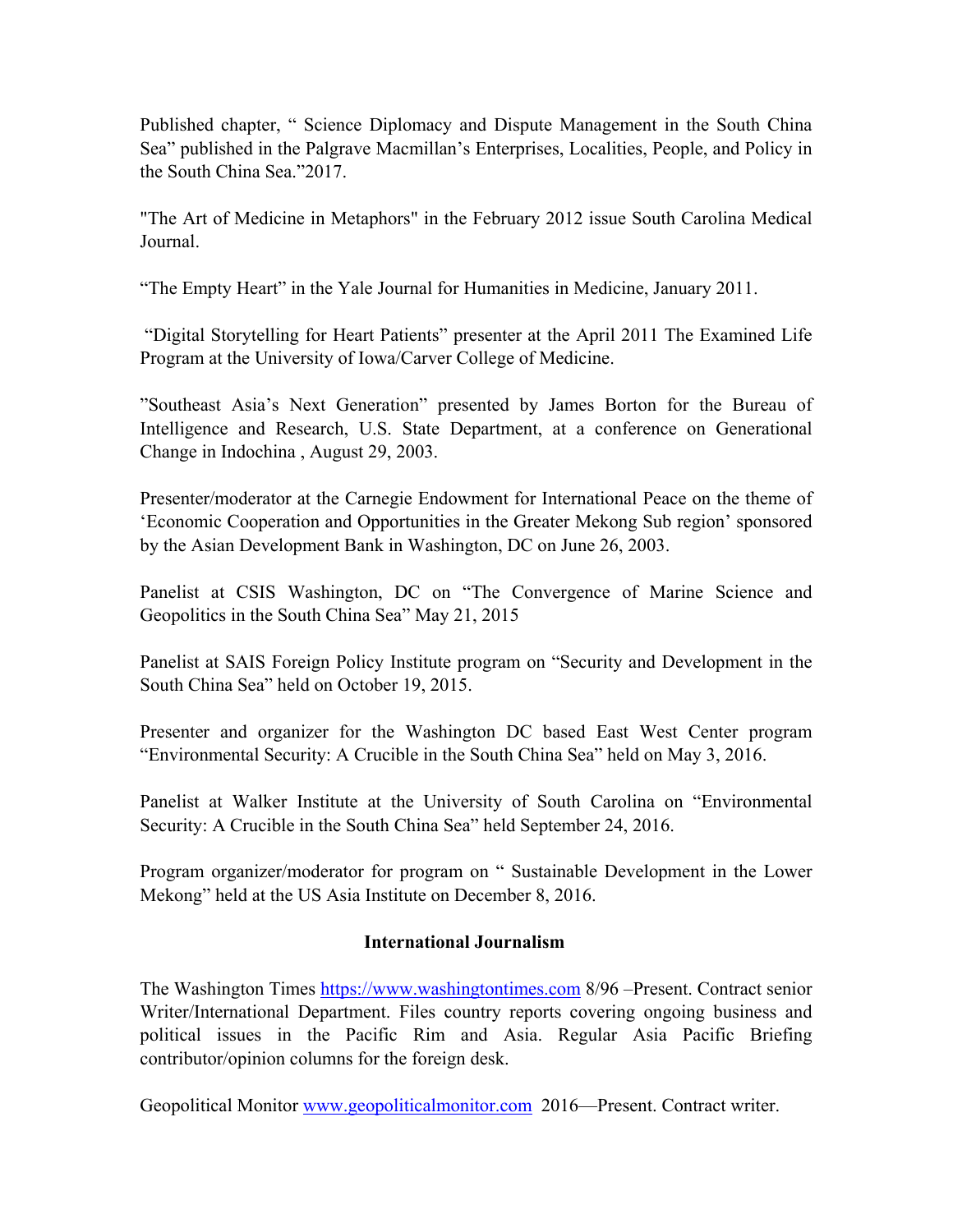Published chapter, " Science Diplomacy and Dispute Management in the South China Sea" published in the Palgrave Macmillan's Enterprises, Localities, People, and Policy in the South China Sea."2017.

"The Art of Medicine in Metaphors" in the February 2012 issue South Carolina Medical Journal.

"The Empty Heart" in the Yale Journal for Humanities in Medicine, January 2011.

"Digital Storytelling for Heart Patients" presenter at the April 2011 The Examined Life Program at the University of Iowa/Carver College of Medicine.

"Southeast Asia's Next Generation" presented by James Borton for the Bureau of Intelligence and Research, U.S. State Department, at a conference on Generational Change in Indochina , August 29, 2003.

Presenter/moderator at the Carnegie Endowment for International Peace on the theme of 'Economic Cooperation and Opportunities in the Greater Mekong Sub region' sponsored by the Asian Development Bank in Washington, DC on June 26, 2003.

Panelist at CSIS Washington, DC on "The Convergence of Marine Science and Geopolitics in the South China Sea" May 21, 2015

Panelist at SAIS Foreign Policy Institute program on "Security and Development in the South China Sea" held on October 19, 2015.

Presenter and organizer for the Washington DC based East West Center program "Environmental Security: A Crucible in the South China Sea" held on May 3, 2016.

Panelist at Walker Institute at the University of South Carolina on "Environmental Security: A Crucible in the South China Sea" held September 24, 2016.

Program organizer/moderator for program on " Sustainable Development in the Lower Mekong" held at the US Asia Institute on December 8, 2016.

**International Journalism**

The Washington Times https://www.washingtontimes.com 8/96 –Present. Contract senior Writer/International Department. Files country reports covering ongoing business and political issues in the Pacific Rim and Asia. Regular Asia Pacific Briefing contributor/opinion columns for the foreign desk.

Geopolitical Monitor www.geopoliticalmonitor.com 2016—Present. Contract writer.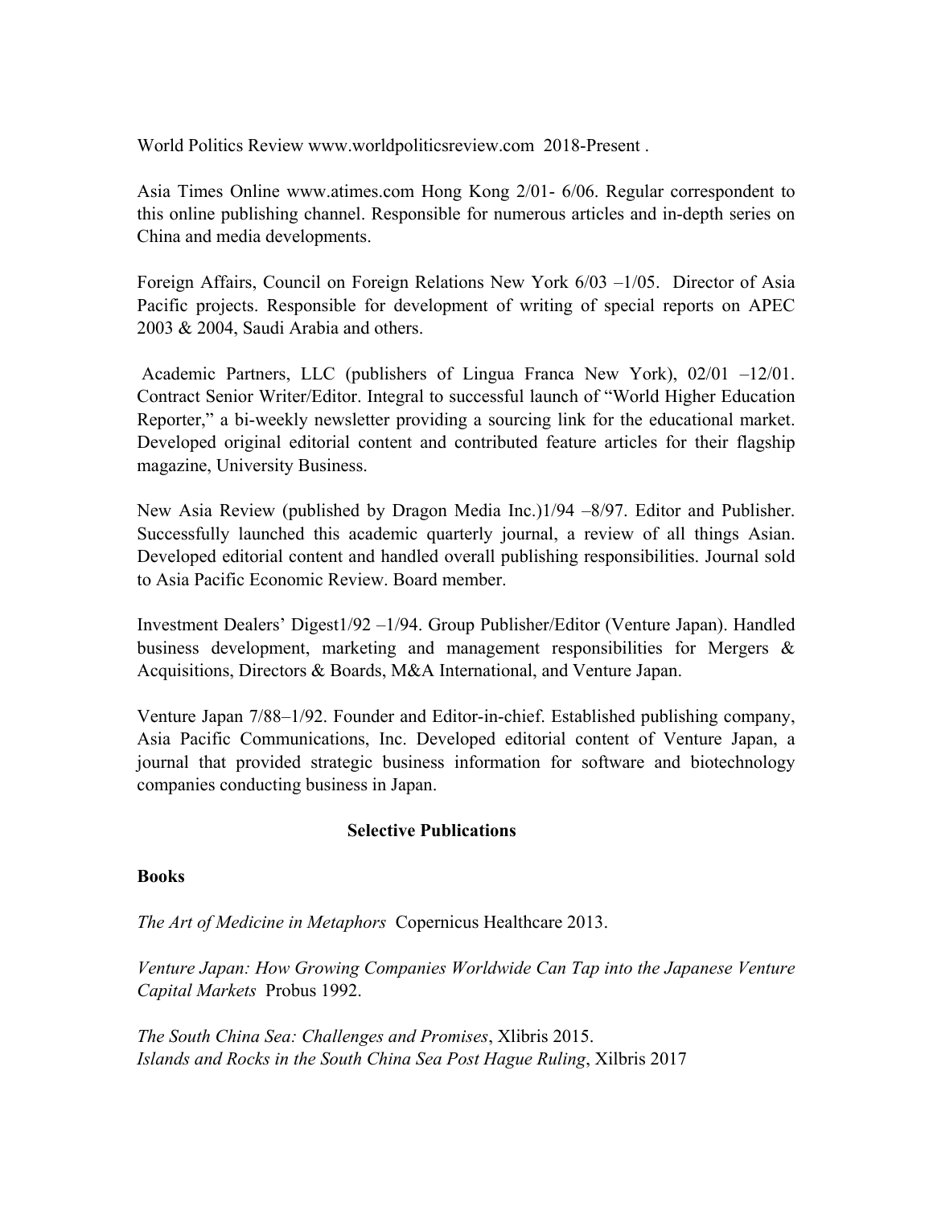World Politics Review www.worldpoliticsreview.com 2018-Present .

Asia Times Online www.atimes.com Hong Kong 2/01- 6/06. Regular correspondent to this online publishing channel. Responsible for numerous articles and in-depth series on China and media developments.

Foreign Affairs, Council on Foreign Relations New York 6/03 –1/05. Director of Asia Pacific projects. Responsible for development of writing of special reports on APEC 2003 & 2004, Saudi Arabia and others.

Academic Partners, LLC (publishers of Lingua Franca New York), 02/01 –12/01. Contract Senior Writer/Editor. Integral to successful launch of "World Higher Education Reporter," a bi-weekly newsletter providing a sourcing link for the educational market. Developed original editorial content and contributed feature articles for their flagship magazine, University Business.

New Asia Review (published by Dragon Media Inc.)1/94 –8/97. Editor and Publisher. Successfully launched this academic quarterly journal, a review of all things Asian. Developed editorial content and handled overall publishing responsibilities. Journal sold to Asia Pacific Economic Review. Board member.

Investment Dealers' Digest1/92 –1/94. Group Publisher/Editor (Venture Japan). Handled business development, marketing and management responsibilities for Mergers & Acquisitions, Directors & Boards, M&A International, and Venture Japan.

Venture Japan 7/88–1/92. Founder and Editor-in-chief. Established publishing company, Asia Pacific Communications, Inc. Developed editorial content of Venture Japan, a journal that provided strategic business information for software and biotechnology companies conducting business in Japan.

## Selective Publications

### Books

*The Art of Medicine in Metaphors* Copernicus Healthcare 2013.

*Venture Japan: How Growing Companies Worldwide Can Tap into the Japanese Venture Capital Markets* Probus 1992.

*The South China Sea: Challenges and Promises*, Xlibris 2015.
*Islands and Rocks in the South China Sea Post Hague Ruling*, Xilbris 2017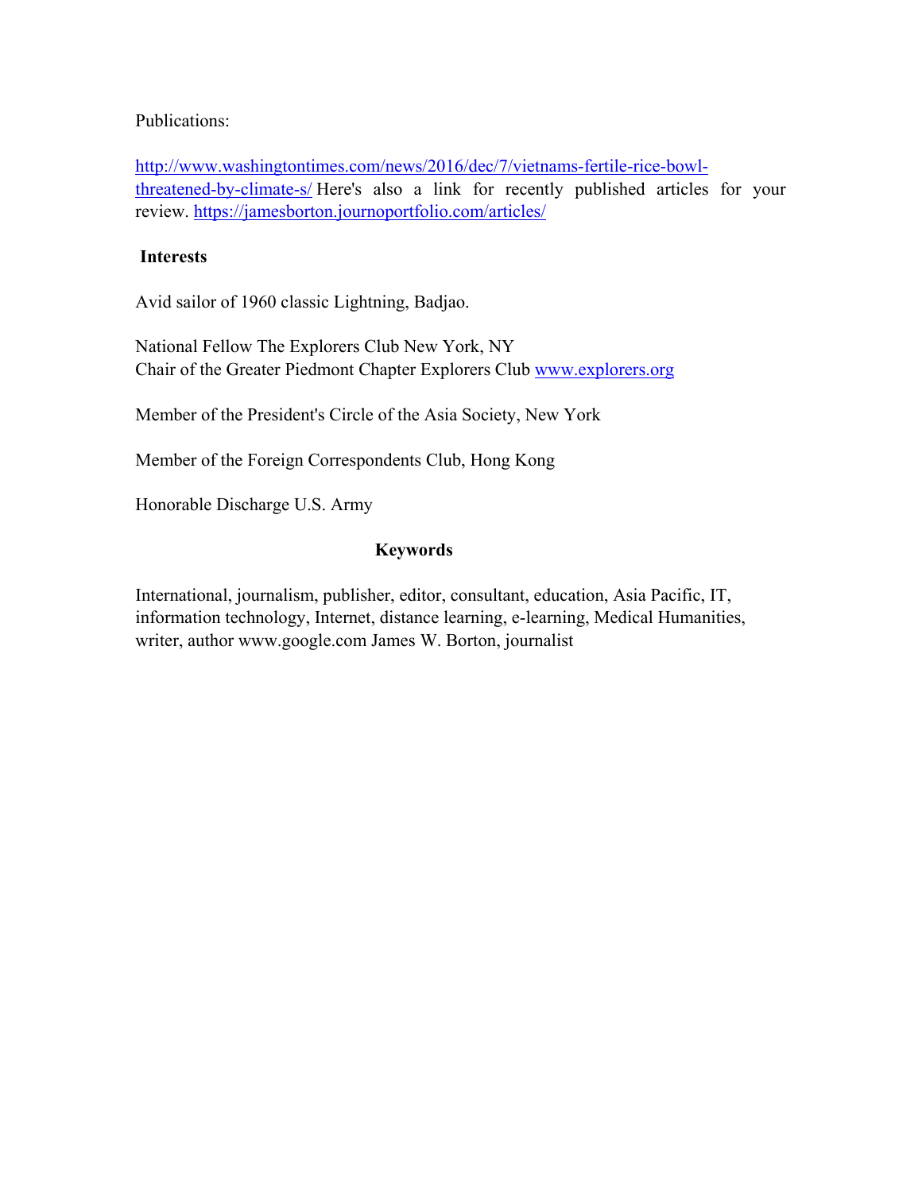Publications:

http://www.washingtontimes.com/news/2016/dec/7/vietnams-fertile-rice-bowl-threatened-by-climate-s/ Here's also a link for recently published articles for your review. https://jamesborton.journoportfolio.com/articles/

## Interests

Avid sailor of 1960 classic Lightning, Badjao.

National Fellow The Explorers Club New York, NY
Chair of the Greater Piedmont Chapter Explorers Club www.explorers.org

Member of the President's Circle of the Asia Society, New York

Member of the Foreign Correspondents Club, Hong Kong

Honorable Discharge U.S. Army

## Keywords

International, journalism, publisher, editor, consultant, education, Asia Pacific, IT, information technology, Internet, distance learning, e-learning, Medical Humanities, writer, author www.google.com James W. Borton, journalist